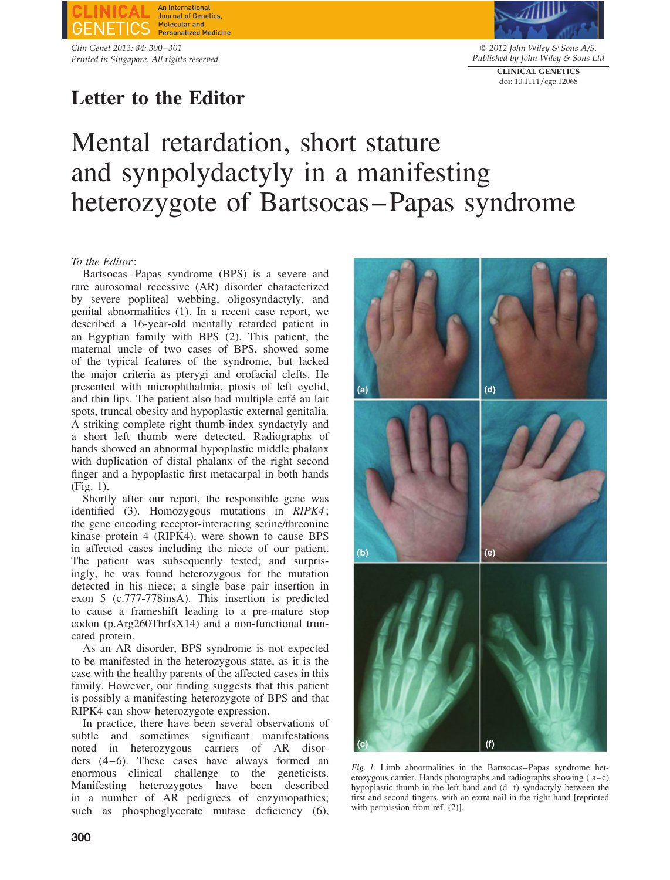Letter to the Editor

# Mental retardation, short stature and synpolydactyly in a manifesting heterozygote of Bartsocas–Papas syndrome

*To the Editor*:

Bartsocas–Papas syndrome (BPS) is a severe and rare autosomal recessive (AR) disorder characterized by severe popliteal webbing, oligosyndactyly, and genital abnormalities (1). In a recent case report, we described a 16-year-old mentally retarded patient in an Egyptian family with BPS (2). This patient, the maternal uncle of two cases of BPS, showed some of the typical features of the syndrome, but lacked the major criteria as pterygi and orofacial clefts. He presented with microphthalmia, ptosis of left eyelid, and thin lips. The patient also had multiple café au lait spots, truncal obesity and hypoplastic external genitalia. A striking complete right thumb-index syndactyly and a short left thumb were detected. Radiographs of hands showed an abnormal hypoplastic middle phalanx with duplication of distal phalanx of the right second finger and a hypoplastic first metacarpal in both hands (Fig. 1).

Shortly after our report, the responsible gene was identified (3). Homozygous mutations in *RIPK4*; the gene encoding receptor-interacting serine/threonine kinase protein 4 (RIPK4), were shown to cause BPS in affected cases including the niece of our patient. The patient was subsequently tested; and surprisingly, he was found heterozygous for the mutation detected in his niece; a single base pair insertion in exon 5 (c.777-778insA). This insertion is predicted to cause a frameshift leading to a pre-mature stop codon (p.Arg260ThrfsX14) and a non-functional truncated protein.

As an AR disorder, BPS syndrome is not expected to be manifested in the heterozygous state, as it is the case with the healthy parents of the affected cases in this family. However, our finding suggests that this patient is possibly a manifesting heterozygote of BPS and that RIPK4 can show heterozygote expression.

In practice, there have been several observations of subtle and sometimes significant manifestations noted in heterozygous carriers of AR disorders (4–6). These cases have always formed an enormous clinical challenge to the geneticists. Manifesting heterozygotes have been described in a number of AR pedigrees of enzymopathies; such as phosphoglycerate mutase deficiency (6),

*Fig. 1*. Limb abnormalities in the Bartsocas–Papas syndrome heterozygous carrier. Hands photographs and radiographs showing (a–c) hypoplastic thumb in the left hand and (d–f) syndactyly between the first and second fingers, with an extra nail in the right hand [reprinted with permission from ref. (2)].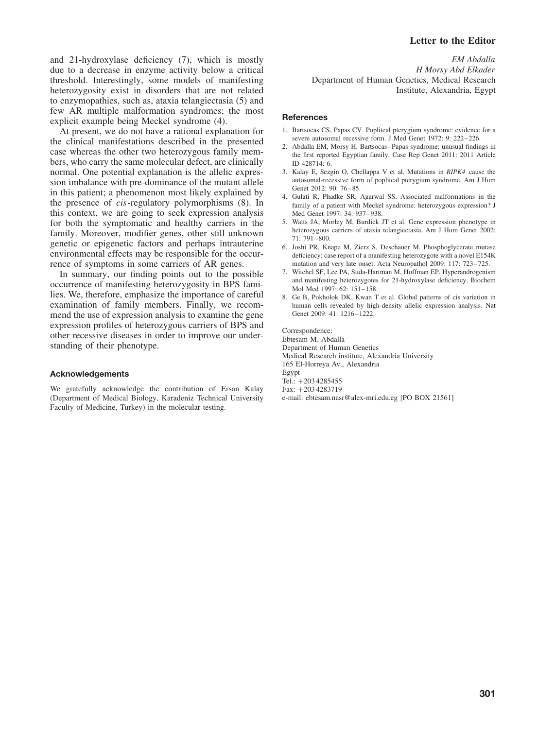and 21-hydroxylase deficiency (7), which is mostly due to a decrease in enzyme activity below a critical threshold. Interestingly, some models of manifesting heterozygosity exist in disorders that are not related to enzymopathies, such as, ataxia telangiectasia (5) and few AR multiple malformation syndromes; the most explicit example being Meckel syndrome (4).

At present, we do not have a rational explanation for the clinical manifestations described in the presented case whereas the other two heterozygous family members, who carry the same molecular defect, are clinically normal. One potential explanation is the allelic expression imbalance with pre-dominance of the mutant allele in this patient; a phenomenon most likely explained by the presence of *cis*-regulatory polymorphisms (8). In this context, we are going to seek expression analysis for both the symptomatic and healthy carriers in the family. Moreover, modifier genes, other still unknown genetic or epigenetic factors and perhaps intrauterine environmental effects may be responsible for the occurrence of symptoms in some carriers of AR genes.

In summary, our finding points out to the possible occurrence of manifesting heterozygosity in BPS families. We, therefore, emphasize the importance of careful examination of family members. Finally, we recommend the use of expression analysis to examine the gene expression profiles of heterozygous carriers of BPS and other recessive diseases in order to improve our understanding of their phenotype.

### Acknowledgements

We gratefully acknowledge the contribution of Ersan Kalay (Department of Medical Biology, Karadeniz Technical University Faculty of Medicine, Turkey) in the molecular testing.

*EM Abdalla*
*H Morsy Abd Elkader*
Department of Human Genetics, Medical Research Institute, Alexandria, Egypt

### References

1. Bartsocas CS, Papas CV. Popliteal pterygium syndrome: evidence for a severe autosomal recessive form. J Med Genet 1972: 9: 222–226.
2. Abdalla EM, Morsy H. Bartsocas–Papas syndrome: unusual findings in the first reported Egyptian family. Case Rep Genet 2011: 2011 Article ID 428714: 6.
3. Kalay E, Sezgin O, Chellappa V et al. Mutations in *RIPK4* cause the autosomal-recessive form of popliteal pterygium syndrome. Am J Hum Genet 2012: 90: 76–85.
4. Gulati R, Phadke SR, Agarwal SS. Associated malformations in the family of a patient with Meckel syndrome: heterozygous expression? J Med Genet 1997: 34: 937–938.
5. Watts JA, Morley M, Burdick JT et al. Gene expression phenotype in heterozygous carriers of ataxia telangiectasia. Am J Hum Genet 2002: 71: 791–800.
6. Joshi PR, Knape M, Zierz S, Deschauer M. Phosphoglycerate mutase deficiency: case report of a manifesting heterozygote with a novel E154K mutation and very late onset. Acta Neuropathol 2009: 117: 723–725.
7. Witchel SF, Lee PA, Suda-Hartman M, Hoffman EP. Hyperandrogenism and manifesting heterozygotes for 21-hydroxylase deficiency. Biochem Mol Med 1997: 62: 151–158.
8. Ge B, Pokholok DK, Kwan T et al. Global patterns of cis variation in human cells revealed by high-density allelic expression analysis. Nat Genet 2009: 41: 1216–1222.

Correspondence:
Ebtesam M. Abdalla
Department of Human Genetics
Medical Research institute, Alexandria University
165 El-Horreya Av., Alexandria
Egypt
Tel.: +203 4285455
Fax: +203 4283719
e-mail: ebtesam.nasr@alex-mri.edu.eg [PO BOX 21561]